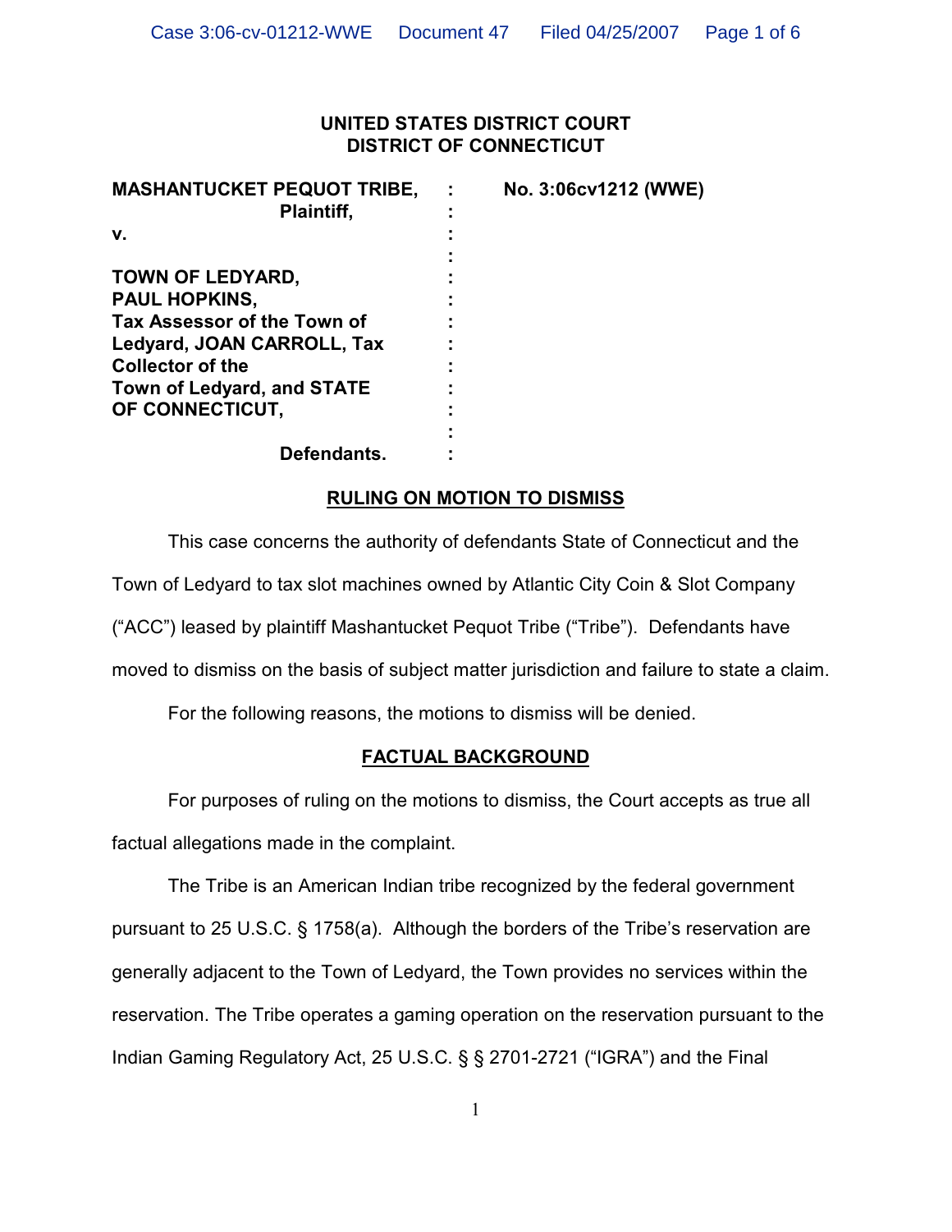**UNITED STATES DISTRICT COURT**
**DISTRICT OF CONNECTICUT**

**MASHANTUCKET PEQUOT TRIBE,** : **No. 3:06cv1212 (WWE)**
**Plaintiff,** :
**v.** :
:
**TOWN OF LEDYARD,** :
**PAUL HOPKINS,** :
**Tax Assessor of the Town of** :
**Ledyard, JOAN CARROLL, Tax** :
**Collector of the** :
**Town of Ledyard, and STATE** :
**OF CONNECTICUT,** :
:
**Defendants.** :

## RULING ON MOTION TO DISMISS

This case concerns the authority of defendants State of Connecticut and the Town of Ledyard to tax slot machines owned by Atlantic City Coin & Slot Company ("ACC") leased by plaintiff Mashantucket Pequot Tribe ("Tribe"). Defendants have moved to dismiss on the basis of subject matter jurisdiction and failure to state a claim.

For the following reasons, the motions to dismiss will be denied.

## FACTUAL BACKGROUND

For purposes of ruling on the motions to dismiss, the Court accepts as true all factual allegations made in the complaint.

The Tribe is an American Indian tribe recognized by the federal government pursuant to 25 U.S.C. § 1758(a). Although the borders of the Tribe's reservation are generally adjacent to the Town of Ledyard, the Town provides no services within the reservation. The Tribe operates a gaming operation on the reservation pursuant to the Indian Gaming Regulatory Act, 25 U.S.C. § § 2701-2721 ("IGRA") and the Final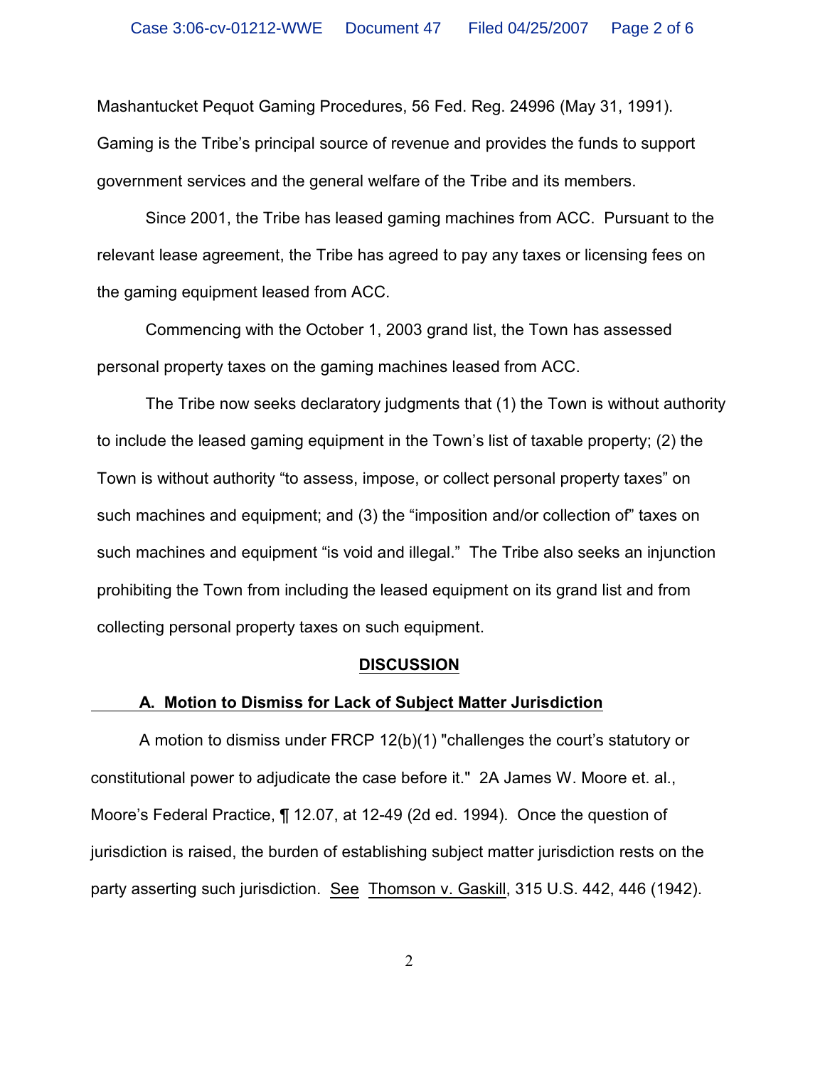Mashantucket Pequot Gaming Procedures, 56 Fed. Reg. 24996 (May 31, 1991). Gaming is the Tribe's principal source of revenue and provides the funds to support government services and the general welfare of the Tribe and its members.

Since 2001, the Tribe has leased gaming machines from ACC. Pursuant to the relevant lease agreement, the Tribe has agreed to pay any taxes or licensing fees on the gaming equipment leased from ACC.

Commencing with the October 1, 2003 grand list, the Town has assessed personal property taxes on the gaming machines leased from ACC.

The Tribe now seeks declaratory judgments that (1) the Town is without authority to include the leased gaming equipment in the Town's list of taxable property; (2) the Town is without authority "to assess, impose, or collect personal property taxes" on such machines and equipment; and (3) the "imposition and/or collection of" taxes on such machines and equipment "is void and illegal." The Tribe also seeks an injunction prohibiting the Town from including the leased equipment on its grand list and from collecting personal property taxes on such equipment.

## DISCUSSION

### A. Motion to Dismiss for Lack of Subject Matter Jurisdiction

A motion to dismiss under FRCP 12(b)(1) "challenges the court's statutory or constitutional power to adjudicate the case before it." 2A James W. Moore et. al., Moore's Federal Practice, ¶ 12.07, at 12-49 (2d ed. 1994). Once the question of jurisdiction is raised, the burden of establishing subject matter jurisdiction rests on the party asserting such jurisdiction. See Thomson v. Gaskill, 315 U.S. 442, 446 (1942).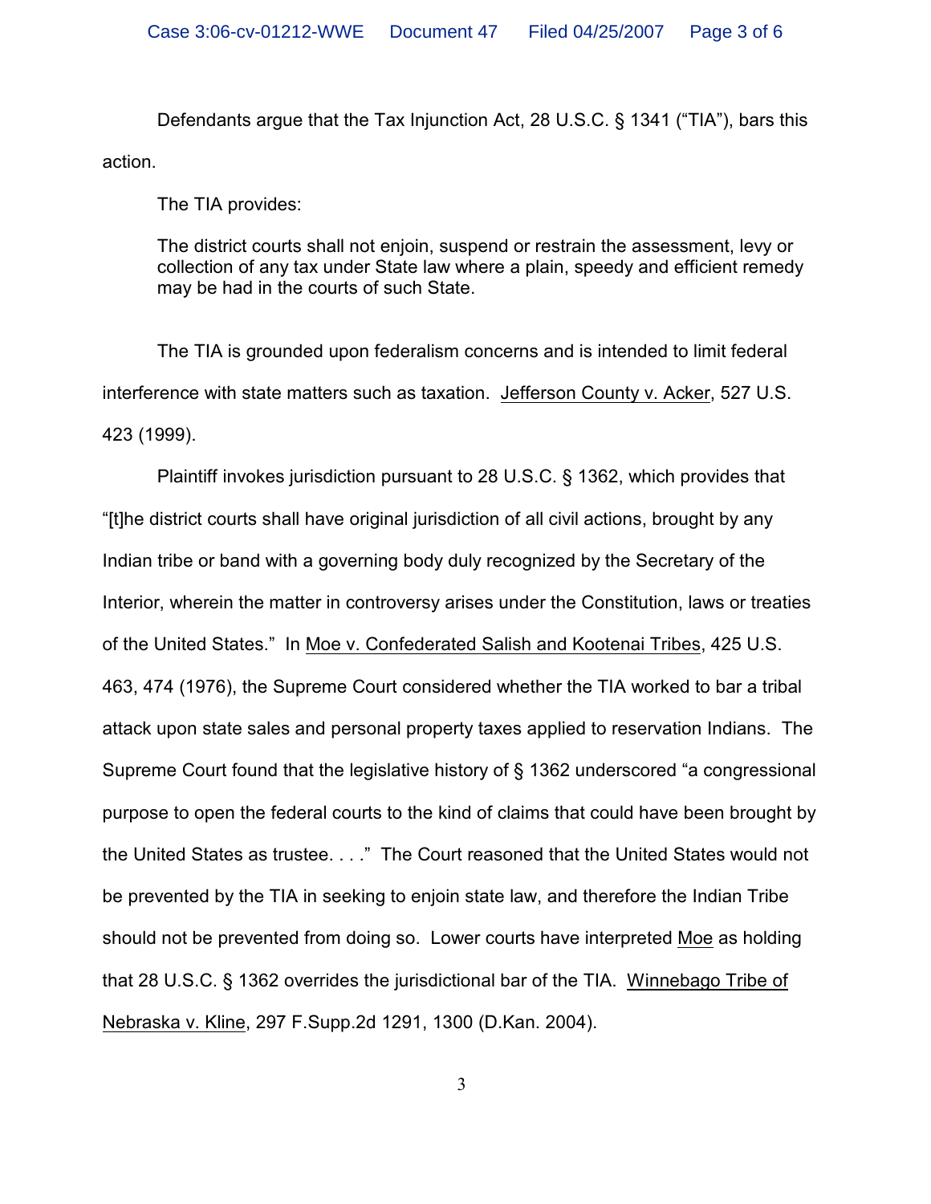Defendants argue that the Tax Injunction Act, 28 U.S.C. § 1341 ("TIA"), bars this action.

The TIA provides:

> The district courts shall not enjoin, suspend or restrain the assessment, levy or collection of any tax under State law where a plain, speedy and efficient remedy may be had in the courts of such State.

The TIA is grounded upon federalism concerns and is intended to limit federal interference with state matters such as taxation. Jefferson County v. Acker, 527 U.S. 423 (1999).

Plaintiff invokes jurisdiction pursuant to 28 U.S.C. § 1362, which provides that "[t]he district courts shall have original jurisdiction of all civil actions, brought by any Indian tribe or band with a governing body duly recognized by the Secretary of the Interior, wherein the matter in controversy arises under the Constitution, laws or treaties of the United States." In Moe v. Confederated Salish and Kootenai Tribes, 425 U.S. 463, 474 (1976), the Supreme Court considered whether the TIA worked to bar a tribal attack upon state sales and personal property taxes applied to reservation Indians. The Supreme Court found that the legislative history of § 1362 underscored "a congressional purpose to open the federal courts to the kind of claims that could have been brought by the United States as trustee. . . ." The Court reasoned that the United States would not be prevented by the TIA in seeking to enjoin state law, and therefore the Indian Tribe should not be prevented from doing so. Lower courts have interpreted Moe as holding that 28 U.S.C. § 1362 overrides the jurisdictional bar of the TIA. Winnebago Tribe of Nebraska v. Kline, 297 F.Supp.2d 1291, 1300 (D.Kan. 2004).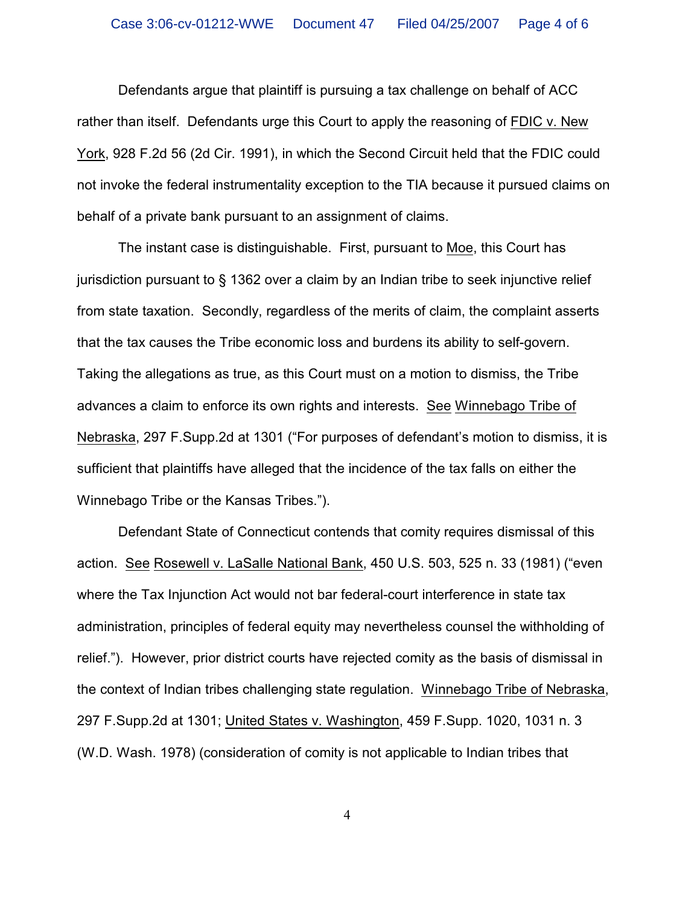Defendants argue that plaintiff is pursuing a tax challenge on behalf of ACC rather than itself. Defendants urge this Court to apply the reasoning of FDIC v. New York, 928 F.2d 56 (2d Cir. 1991), in which the Second Circuit held that the FDIC could not invoke the federal instrumentality exception to the TIA because it pursued claims on behalf of a private bank pursuant to an assignment of claims.

The instant case is distinguishable. First, pursuant to Moe, this Court has jurisdiction pursuant to § 1362 over a claim by an Indian tribe to seek injunctive relief from state taxation. Secondly, regardless of the merits of claim, the complaint asserts that the tax causes the Tribe economic loss and burdens its ability to self-govern. Taking the allegations as true, as this Court must on a motion to dismiss, the Tribe advances a claim to enforce its own rights and interests. See Winnebago Tribe of Nebraska, 297 F.Supp.2d at 1301 ("For purposes of defendant's motion to dismiss, it is sufficient that plaintiffs have alleged that the incidence of the tax falls on either the Winnebago Tribe or the Kansas Tribes.").

Defendant State of Connecticut contends that comity requires dismissal of this action. See Rosewell v. LaSalle National Bank, 450 U.S. 503, 525 n. 33 (1981) ("even where the Tax Injunction Act would not bar federal-court interference in state tax administration, principles of federal equity may nevertheless counsel the withholding of relief."). However, prior district courts have rejected comity as the basis of dismissal in the context of Indian tribes challenging state regulation. Winnebago Tribe of Nebraska, 297 F.Supp.2d at 1301; United States v. Washington, 459 F.Supp. 1020, 1031 n. 3 (W.D. Wash. 1978) (consideration of comity is not applicable to Indian tribes that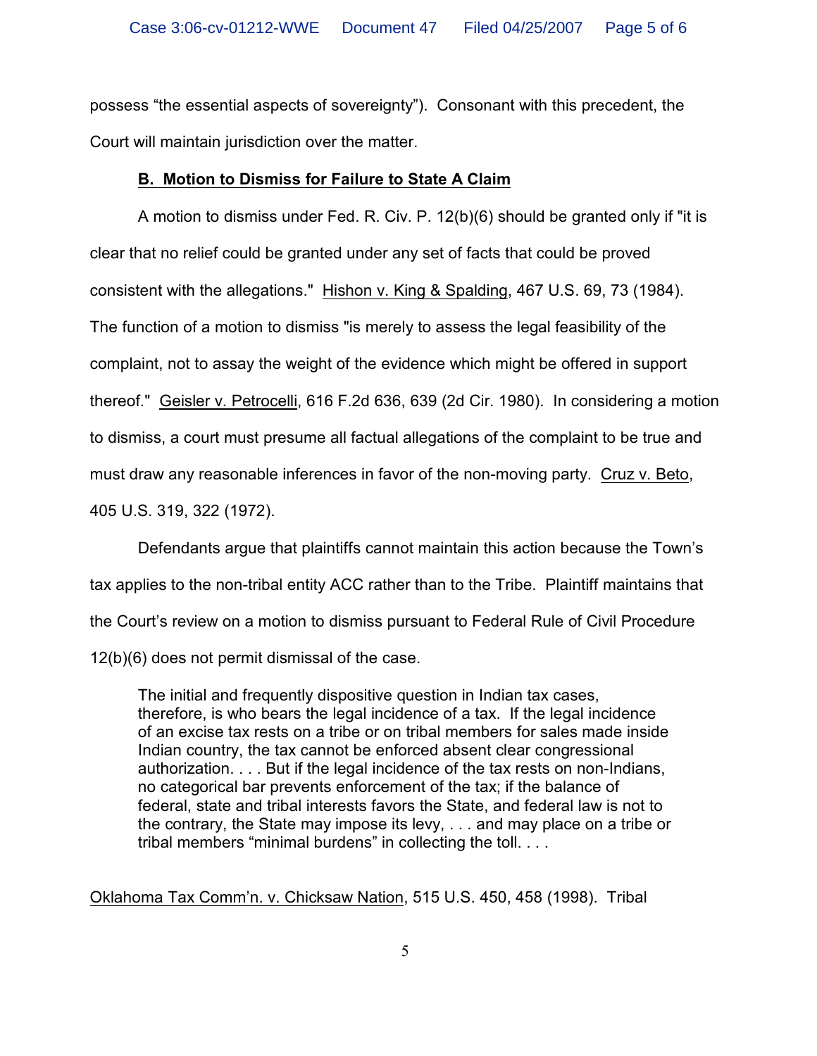possess "the essential aspects of sovereignty"). Consonant with this precedent, the Court will maintain jurisdiction over the matter.

**B. Motion to Dismiss for Failure to State A Claim**

A motion to dismiss under Fed. R. Civ. P. 12(b)(6) should be granted only if "it is clear that no relief could be granted under any set of facts that could be proved consistent with the allegations." Hishon v. King & Spalding, 467 U.S. 69, 73 (1984). The function of a motion to dismiss "is merely to assess the legal feasibility of the complaint, not to assay the weight of the evidence which might be offered in support thereof." Geisler v. Petrocelli, 616 F.2d 636, 639 (2d Cir. 1980). In considering a motion to dismiss, a court must presume all factual allegations of the complaint to be true and must draw any reasonable inferences in favor of the non-moving party. Cruz v. Beto, 405 U.S. 319, 322 (1972).

Defendants argue that plaintiffs cannot maintain this action because the Town's tax applies to the non-tribal entity ACC rather than to the Tribe. Plaintiff maintains that the Court's review on a motion to dismiss pursuant to Federal Rule of Civil Procedure 12(b)(6) does not permit dismissal of the case.

> The initial and frequently dispositive question in Indian tax cases, therefore, is who bears the legal incidence of a tax. If the legal incidence of an excise tax rests on a tribe or on tribal members for sales made inside Indian country, the tax cannot be enforced absent clear congressional authorization. . . . But if the legal incidence of the tax rests on non-Indians, no categorical bar prevents enforcement of the tax; if the balance of federal, state and tribal interests favors the State, and federal law is not to the contrary, the State may impose its levy, . . . and may place on a tribe or tribal members "minimal burdens" in collecting the toll. . . .

Oklahoma Tax Comm'n. v. Chicksaw Nation, 515 U.S. 450, 458 (1998). Tribal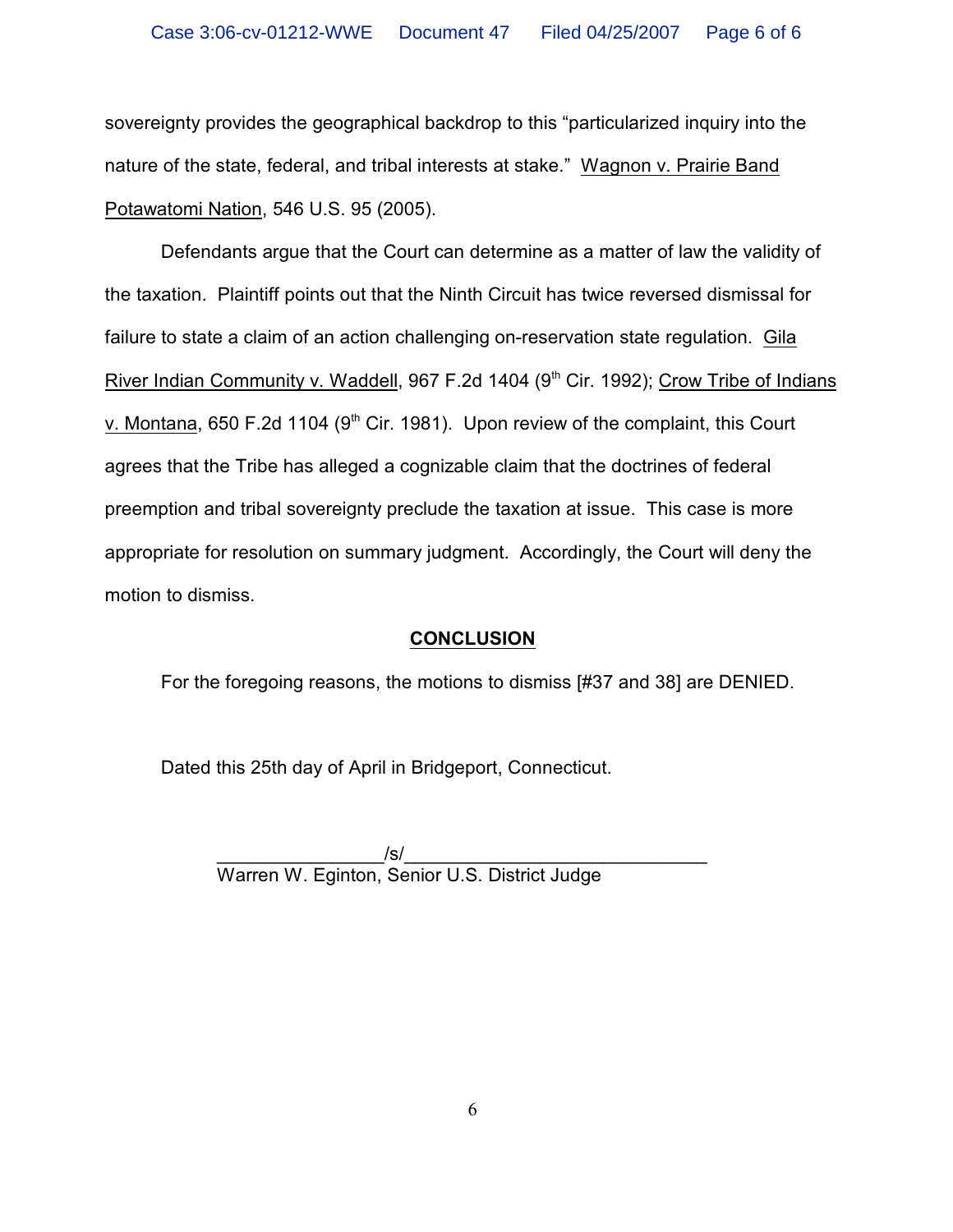sovereignty provides the geographical backdrop to this "particularized inquiry into the nature of the state, federal, and tribal interests at stake." Wagnon v. Prairie Band Potawatomi Nation, 546 U.S. 95 (2005).

Defendants argue that the Court can determine as a matter of law the validity of the taxation. Plaintiff points out that the Ninth Circuit has twice reversed dismissal for failure to state a claim of an action challenging on-reservation state regulation. Gila River Indian Community v. Waddell, 967 F.2d 1404 (9th Cir. 1992); Crow Tribe of Indians v. Montana, 650 F.2d 1104 (9th Cir. 1981). Upon review of the complaint, this Court agrees that the Tribe has alleged a cognizable claim that the doctrines of federal preemption and tribal sovereignty preclude the taxation at issue. This case is more appropriate for resolution on summary judgment. Accordingly, the Court will deny the motion to dismiss.

## CONCLUSION

For the foregoing reasons, the motions to dismiss [#37 and 38] are DENIED.

Dated this 25th day of April in Bridgeport, Connecticut.

_______________/s/____________________________
Warren W. Eginton, Senior U.S. District Judge